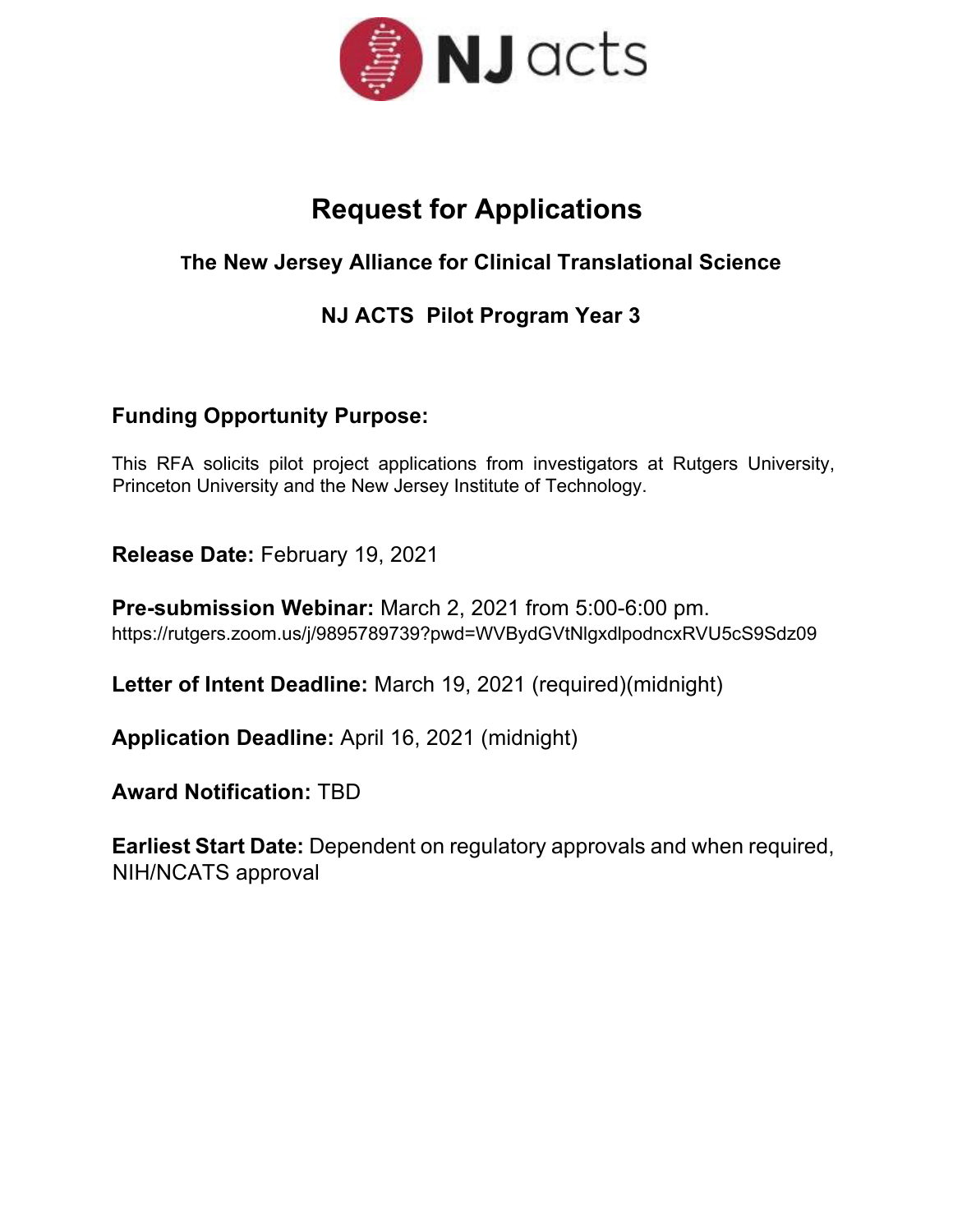NJ acts

# Request for Applications

## The New Jersey Alliance for Clinical Translational Science

## NJ ACTS Pilot Program Year 3

### Funding Opportunity Purpose:

This RFA solicits pilot project applications from investigators at Rutgers University, Princeton University and the New Jersey Institute of Technology.

**Release Date:** February 19, 2021

**Pre-submission Webinar:** March 2, 2021 from 5:00-6:00 pm.
https://rutgers.zoom.us/j/9895789739?pwd=WVBydGVtNlgxdlpodncxRVU5cS9Sdz09

**Letter of Intent Deadline:** March 19, 2021 (required)(midnight)

**Application Deadline:** April 16, 2021 (midnight)

**Award Notification:** TBD

**Earliest Start Date:** Dependent on regulatory approvals and when required, NIH/NCATS approval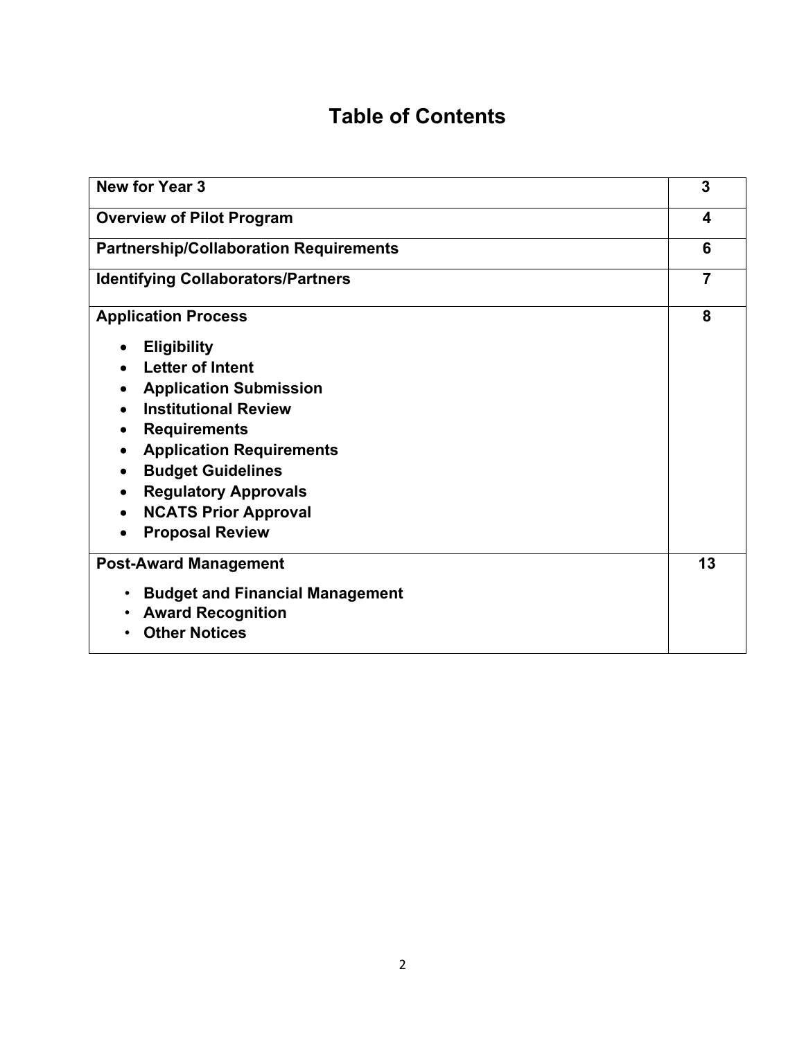# Table of Contents

| | |
|---|---|
| **New for Year 3** | **3** |
| **Overview of Pilot Program** | **4** |
| **Partnership/Collaboration Requirements** | **6** |
| **Identifying Collaborators/Partners** | **7** |
| **Application Process**<br>• **Eligibility**<br>• **Letter of Intent**<br>• **Application Submission**<br>• **Institutional Review**<br>• **Requirements**<br>• **Application Requirements**<br>• **Budget Guidelines**<br>• **Regulatory Approvals**<br>• **NCATS Prior Approval**<br>• **Proposal Review** | **8** |
| **Post-Award Management**<br>• **Budget and Financial Management**<br>• **Award Recognition**<br>• **Other Notices** | **13** |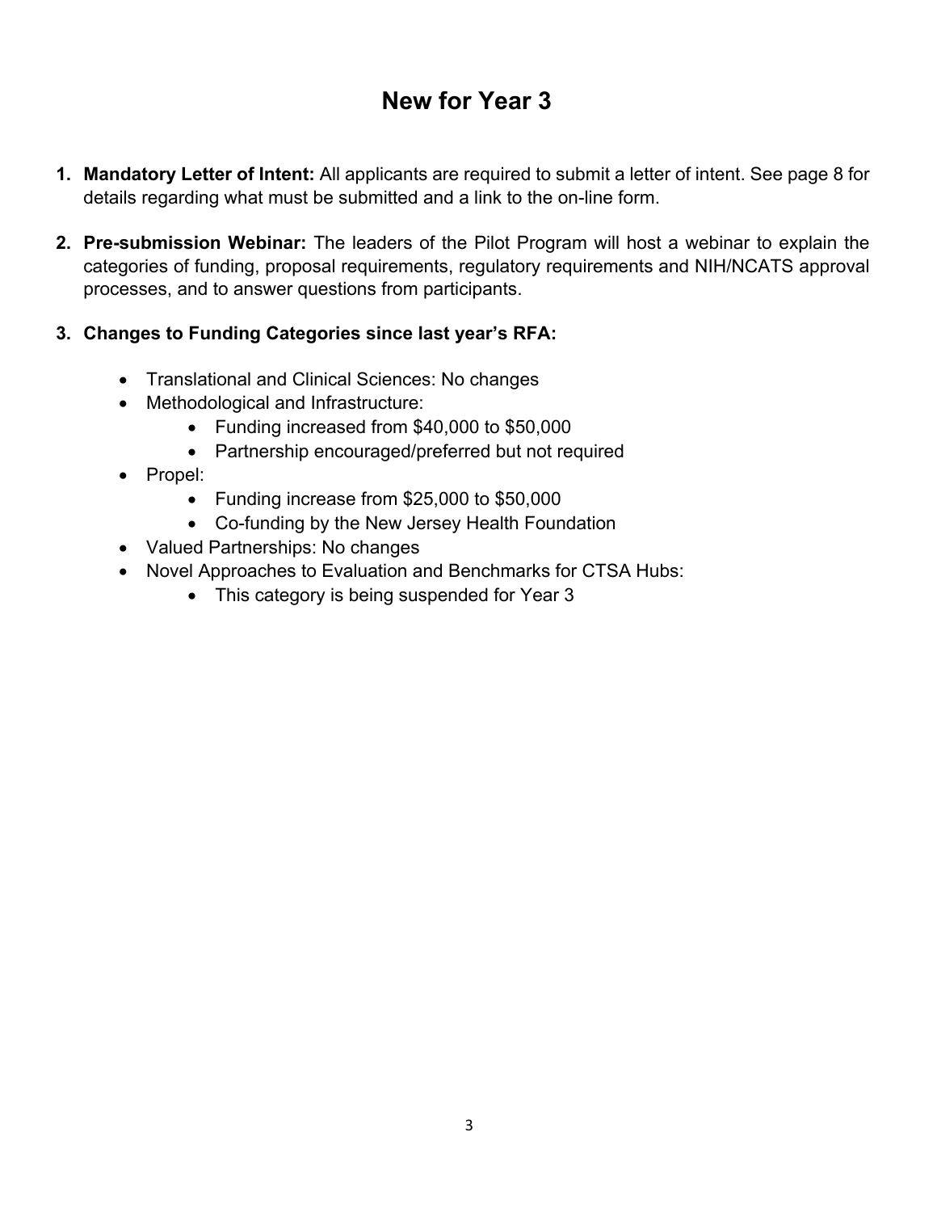# New for Year 3

1. **Mandatory Letter of Intent:** All applicants are required to submit a letter of intent. See page 8 for details regarding what must be submitted and a link to the on-line form.

2. **Pre-submission Webinar:** The leaders of the Pilot Program will host a webinar to explain the categories of funding, proposal requirements, regulatory requirements and NIH/NCATS approval processes, and to answer questions from participants.

3. **Changes to Funding Categories since last year's RFA:**

    - Translational and Clinical Sciences: No changes
    - Methodological and Infrastructure:
        - Funding increased from $40,000 to $50,000
        - Partnership encouraged/preferred but not required
    - Propel:
        - Funding increase from $25,000 to $50,000
        - Co-funding by the New Jersey Health Foundation
    - Valued Partnerships: No changes
    - Novel Approaches to Evaluation and Benchmarks for CTSA Hubs:
        - This category is being suspended for Year 3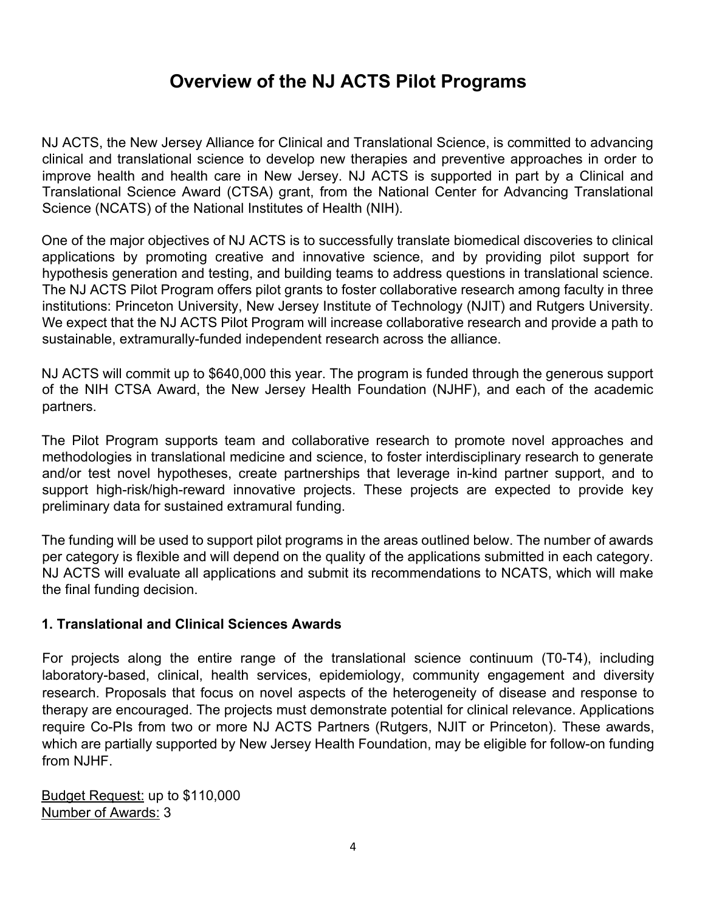# Overview of the NJ ACTS Pilot Programs

NJ ACTS, the New Jersey Alliance for Clinical and Translational Science, is committed to advancing clinical and translational science to develop new therapies and preventive approaches in order to improve health and health care in New Jersey. NJ ACTS is supported in part by a Clinical and Translational Science Award (CTSA) grant, from the National Center for Advancing Translational Science (NCATS) of the National Institutes of Health (NIH).

One of the major objectives of NJ ACTS is to successfully translate biomedical discoveries to clinical applications by promoting creative and innovative science, and by providing pilot support for hypothesis generation and testing, and building teams to address questions in translational science. The NJ ACTS Pilot Program offers pilot grants to foster collaborative research among faculty in three institutions: Princeton University, New Jersey Institute of Technology (NJIT) and Rutgers University. We expect that the NJ ACTS Pilot Program will increase collaborative research and provide a path to sustainable, extramurally-funded independent research across the alliance.

NJ ACTS will commit up to $640,000 this year. The program is funded through the generous support of the NIH CTSA Award, the New Jersey Health Foundation (NJHF), and each of the academic partners.

The Pilot Program supports team and collaborative research to promote novel approaches and methodologies in translational medicine and science, to foster interdisciplinary research to generate and/or test novel hypotheses, create partnerships that leverage in-kind partner support, and to support high-risk/high-reward innovative projects. These projects are expected to provide key preliminary data for sustained extramural funding.

The funding will be used to support pilot programs in the areas outlined below. The number of awards per category is flexible and will depend on the quality of the applications submitted in each category. NJ ACTS will evaluate all applications and submit its recommendations to NCATS, which will make the final funding decision.

### 1. Translational and Clinical Sciences Awards

For projects along the entire range of the translational science continuum (T0-T4), including laboratory-based, clinical, health services, epidemiology, community engagement and diversity research. Proposals that focus on novel aspects of the heterogeneity of disease and response to therapy are encouraged. The projects must demonstrate potential for clinical relevance. Applications require Co-PIs from two or more NJ ACTS Partners (Rutgers, NJIT or Princeton). These awards, which are partially supported by New Jersey Health Foundation, may be eligible for follow-on funding from NJHF.

<u>Budget Request:</u> up to $110,000
<u>Number of Awards:</u> 3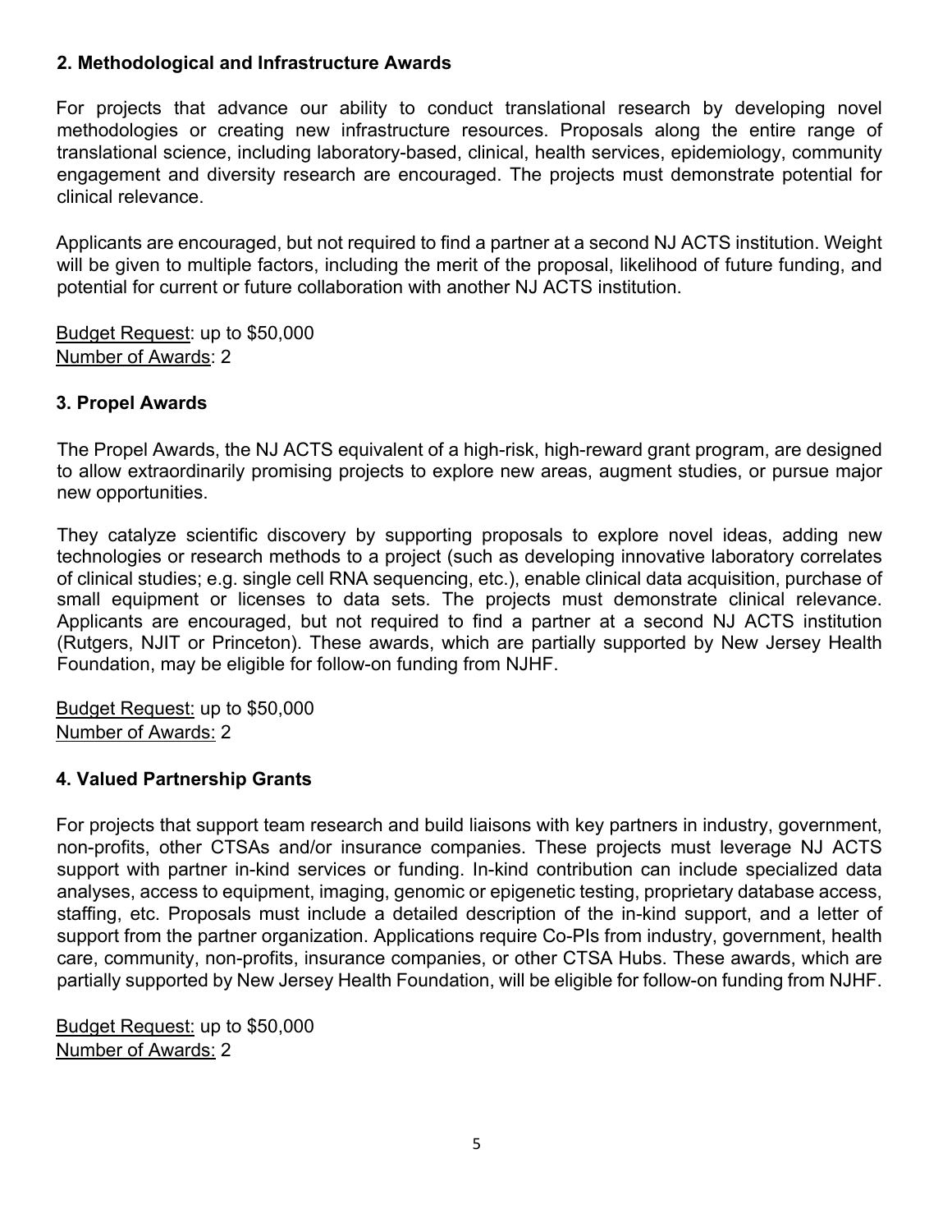### 2. Methodological and Infrastructure Awards

For projects that advance our ability to conduct translational research by developing novel methodologies or creating new infrastructure resources. Proposals along the entire range of translational science, including laboratory-based, clinical, health services, epidemiology, community engagement and diversity research are encouraged. The projects must demonstrate potential for clinical relevance.

Applicants are encouraged, but not required to find a partner at a second NJ ACTS institution. Weight will be given to multiple factors, including the merit of the proposal, likelihood of future funding, and potential for current or future collaboration with another NJ ACTS institution.

Budget Request: up to $50,000
Number of Awards: 2

### 3. Propel Awards

The Propel Awards, the NJ ACTS equivalent of a high-risk, high-reward grant program, are designed to allow extraordinarily promising projects to explore new areas, augment studies, or pursue major new opportunities.

They catalyze scientific discovery by supporting proposals to explore novel ideas, adding new technologies or research methods to a project (such as developing innovative laboratory correlates of clinical studies; e.g. single cell RNA sequencing, etc.), enable clinical data acquisition, purchase of small equipment or licenses to data sets. The projects must demonstrate clinical relevance. Applicants are encouraged, but not required to find a partner at a second NJ ACTS institution (Rutgers, NJIT or Princeton). These awards, which are partially supported by New Jersey Health Foundation, may be eligible for follow-on funding from NJHF.

Budget Request: up to $50,000
Number of Awards: 2

### 4. Valued Partnership Grants

For projects that support team research and build liaisons with key partners in industry, government, non-profits, other CTSAs and/or insurance companies. These projects must leverage NJ ACTS support with partner in-kind services or funding. In-kind contribution can include specialized data analyses, access to equipment, imaging, genomic or epigenetic testing, proprietary database access, staffing, etc. Proposals must include a detailed description of the in-kind support, and a letter of support from the partner organization. Applications require Co-PIs from industry, government, health care, community, non-profits, insurance companies, or other CTSA Hubs. These awards, which are partially supported by New Jersey Health Foundation, will be eligible for follow-on funding from NJHF.

Budget Request: up to $50,000
Number of Awards: 2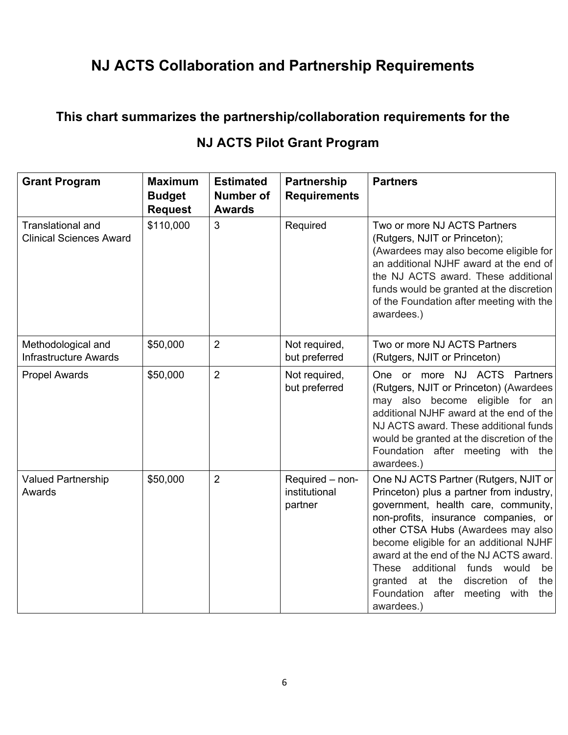# NJ ACTS Collaboration and Partnership Requirements

## This chart summarizes the partnership/collaboration requirements for the NJ ACTS Pilot Grant Program

| Grant Program | Maximum Budget Request | Estimated Number of Awards | Partnership Requirements | Partners |
|---|---|---|---|---|
| Translational and Clinical Sciences Award | $110,000 | 3 | Required | Two or more NJ ACTS Partners (Rutgers, NJIT or Princeton); (Awardees may also become eligible for an additional NJHF award at the end of the NJ ACTS award. These additional funds would be granted at the discretion of the Foundation after meeting with the awardees.) |
| Methodological and Infrastructure Awards | $50,000 | 2 | Not required, but preferred | Two or more NJ ACTS Partners (Rutgers, NJIT or Princeton) |
| Propel Awards | $50,000 | 2 | Not required, but preferred | One or more NJ ACTS Partners (Rutgers, NJIT or Princeton) (Awardees may also become eligible for an additional NJHF award at the end of the NJ ACTS award. These additional funds would be granted at the discretion of the Foundation after meeting with the awardees.) |
| Valued Partnership Awards | $50,000 | 2 | Required – non-institutional partner | One NJ ACTS Partner (Rutgers, NJIT or Princeton) plus a partner from industry, government, health care, community, non-profits, insurance companies, or other CTSA Hubs (Awardees may also become eligible for an additional NJHF award at the end of the NJ ACTS award. These additional funds would be granted at the discretion of the Foundation after meeting with the awardees.) |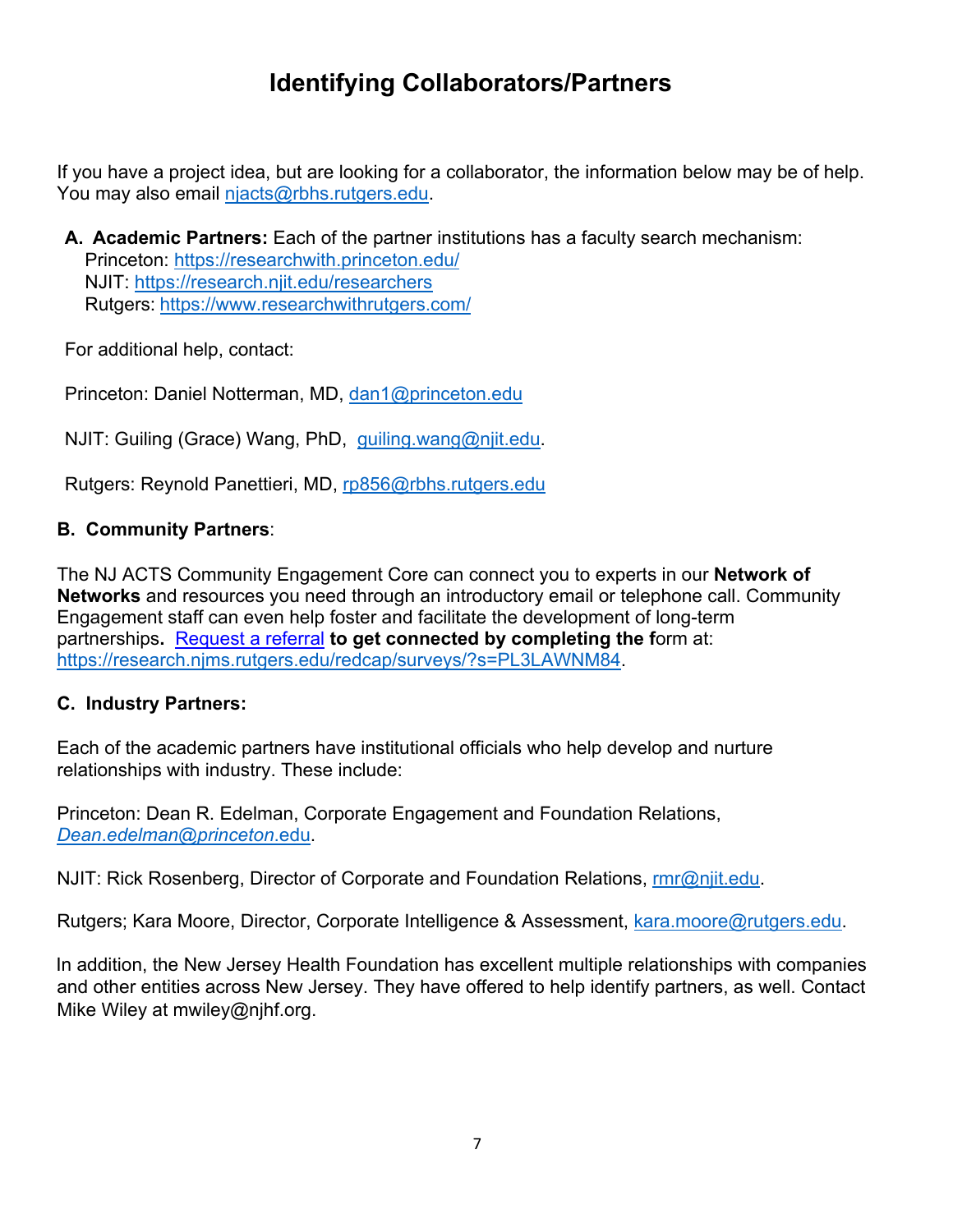# Identifying Collaborators/Partners

If you have a project idea, but are looking for a collaborator, the information below may be of help. You may also email njacts@rbhs.rutgers.edu.

**A. Academic Partners:** Each of the partner institutions has a faculty search mechanism:
Princeton: https://researchwith.princeton.edu/
NJIT: https://research.njit.edu/researchers
Rutgers: https://www.researchwithrutgers.com/

For additional help, contact:

Princeton: Daniel Notterman, MD, dan1@princeton.edu

NJIT: Guiling (Grace) Wang, PhD, guiling.wang@njit.edu.

Rutgers: Reynold Panettieri, MD, rp856@rbhs.rutgers.edu

**B. Community Partners**:

The NJ ACTS Community Engagement Core can connect you to experts in our **Network of Networks** and resources you need through an introductory email or telephone call. Community Engagement staff can even help foster and facilitate the development of long-term partnerships**.** Request a referral **to get connected by completing the f**orm at: https://research.njms.rutgers.edu/redcap/surveys/?s=PL3LAWNM84.

**C. Industry Partners:**

Each of the academic partners have institutional officials who help develop and nurture relationships with industry. These include:

Princeton: Dean R. Edelman, Corporate Engagement and Foundation Relations, *Dean.edelman@princeton*.edu.

NJIT: Rick Rosenberg, Director of Corporate and Foundation Relations, rmr@njit.edu.

Rutgers; Kara Moore, Director, Corporate Intelligence & Assessment, kara.moore@rutgers.edu.

In addition, the New Jersey Health Foundation has excellent multiple relationships with companies and other entities across New Jersey. They have offered to help identify partners, as well. Contact Mike Wiley at mwiley@njhf.org.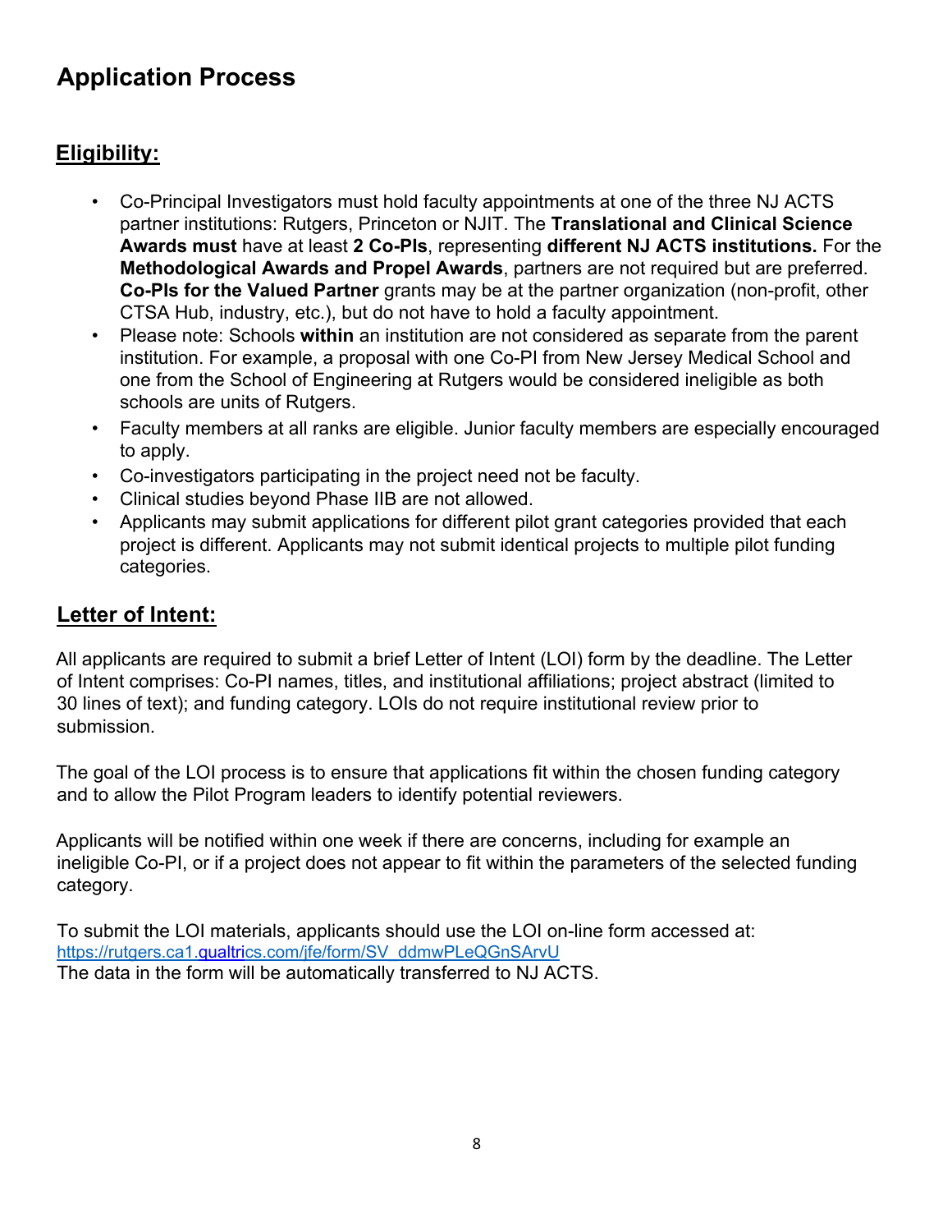# Application Process

## Eligibility:

- Co-Principal Investigators must hold faculty appointments at one of the three NJ ACTS partner institutions: Rutgers, Princeton or NJIT. The **Translational and Clinical Science Awards must** have at least **2 Co-PIs**, representing **different NJ ACTS institutions.** For the **Methodological Awards and Propel Awards**, partners are not required but are preferred. **Co-PIs for the Valued Partner** grants may be at the partner organization (non-profit, other CTSA Hub, industry, etc.), but do not have to hold a faculty appointment.
- Please note: Schools **within** an institution are not considered as separate from the parent institution. For example, a proposal with one Co-PI from New Jersey Medical School and one from the School of Engineering at Rutgers would be considered ineligible as both schools are units of Rutgers.
- Faculty members at all ranks are eligible. Junior faculty members are especially encouraged to apply.
- Co-investigators participating in the project need not be faculty.
- Clinical studies beyond Phase IIB are not allowed.
- Applicants may submit applications for different pilot grant categories provided that each project is different. Applicants may not submit identical projects to multiple pilot funding categories.

## Letter of Intent:

All applicants are required to submit a brief Letter of Intent (LOI) form by the deadline. The Letter of Intent comprises: Co-PI names, titles, and institutional affiliations; project abstract (limited to 30 lines of text); and funding category. LOIs do not require institutional review prior to submission.

The goal of the LOI process is to ensure that applications fit within the chosen funding category and to allow the Pilot Program leaders to identify potential reviewers.

Applicants will be notified within one week if there are concerns, including for example an ineligible Co-PI, or if a project does not appear to fit within the parameters of the selected funding category.

To submit the LOI materials, applicants should use the LOI on-line form accessed at: https://rutgers.ca1.qualtrics.com/jfe/form/SV_ddmwPLeQGnSArvU
The data in the form will be automatically transferred to NJ ACTS.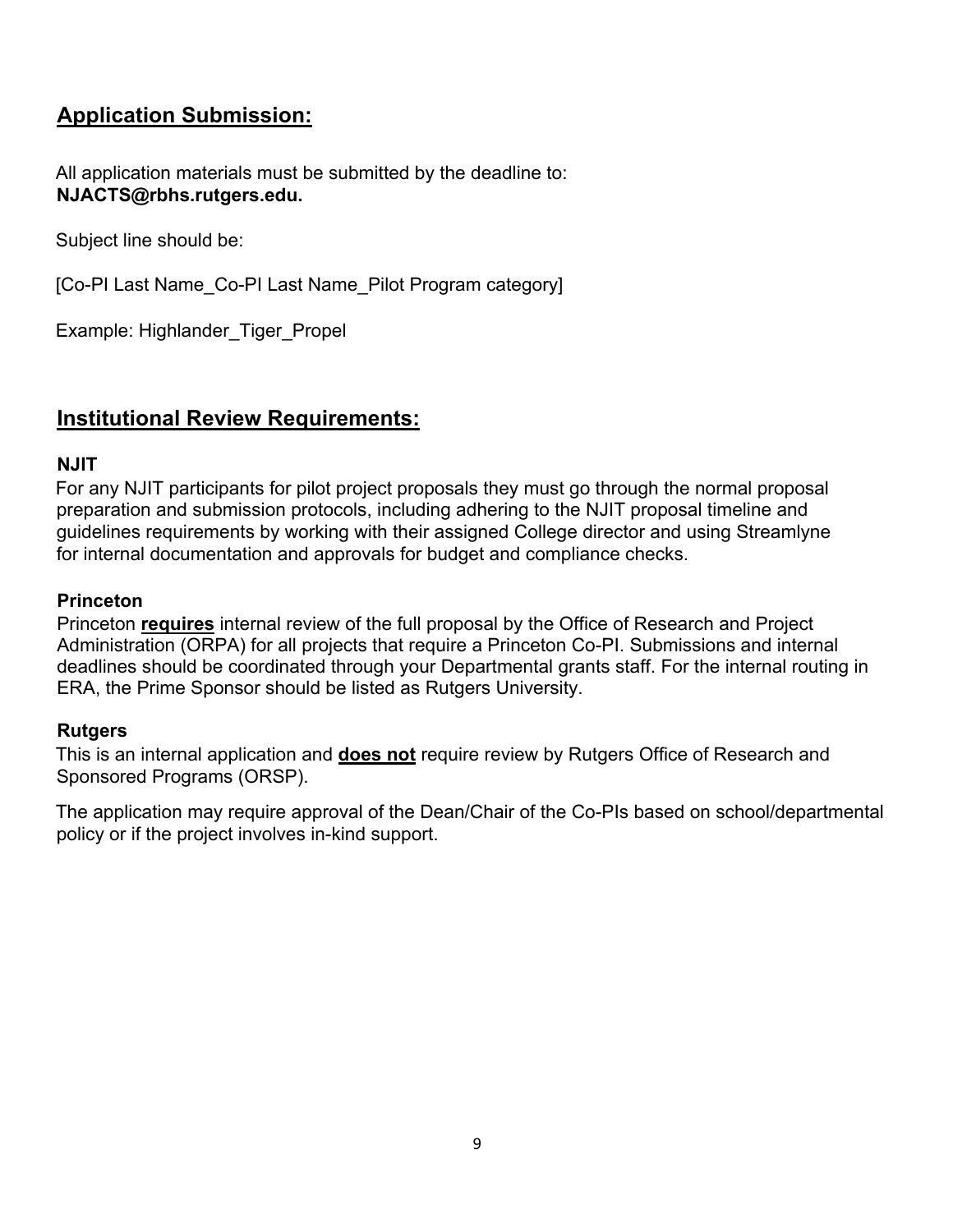## Application Submission:

All application materials must be submitted by the deadline to:
**NJACTS@rbhs.rutgers.edu.**

Subject line should be:

[Co-PI Last Name_Co-PI Last Name_Pilot Program category]

Example: Highlander_Tiger_Propel

## Institutional Review Requirements:

### NJIT

For any NJIT participants for pilot project proposals they must go through the normal proposal preparation and submission protocols, including adhering to the NJIT proposal timeline and guidelines requirements by working with their assigned College director and using Streamlyne for internal documentation and approvals for budget and compliance checks.

### Princeton

Princeton **requires** internal review of the full proposal by the Office of Research and Project Administration (ORPA) for all projects that require a Princeton Co-PI. Submissions and internal deadlines should be coordinated through your Departmental grants staff. For the internal routing in ERA, the Prime Sponsor should be listed as Rutgers University.

### Rutgers

This is an internal application and **does not** require review by Rutgers Office of Research and Sponsored Programs (ORSP).

The application may require approval of the Dean/Chair of the Co-PIs based on school/departmental policy or if the project involves in-kind support.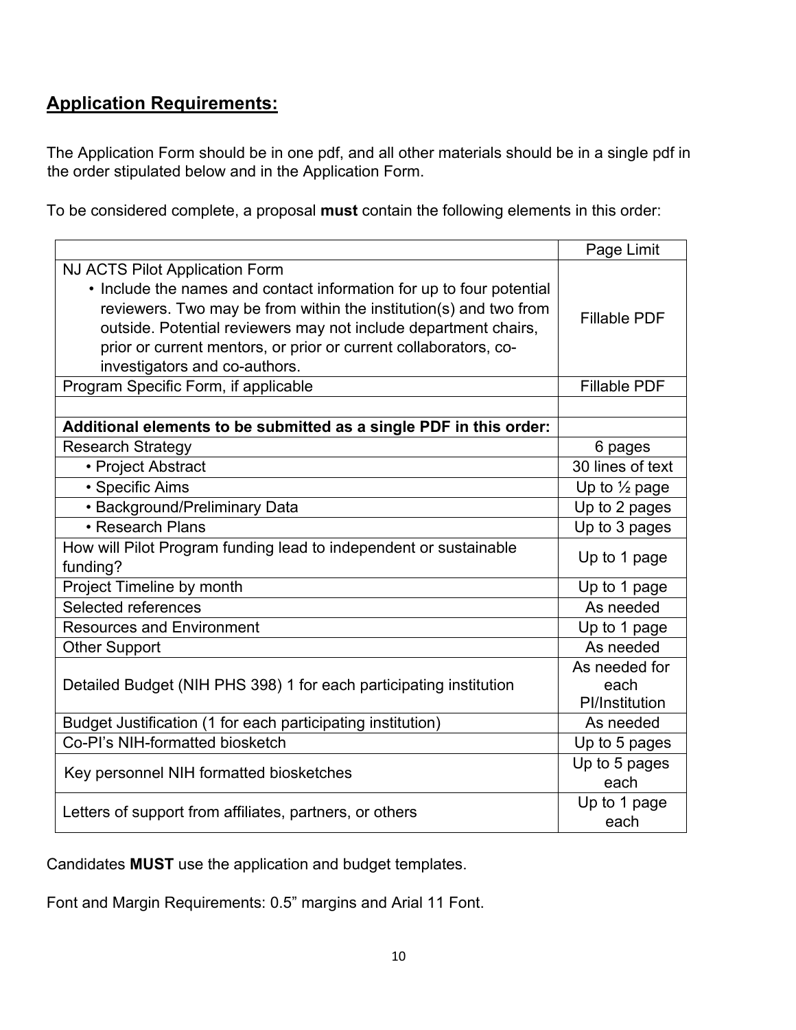## Application Requirements:

The Application Form should be in one pdf, and all other materials should be in a single pdf in the order stipulated below and in the Application Form.

To be considered complete, a proposal **must** contain the following elements in this order:

| | Page Limit |
|---|---|
| NJ ACTS Pilot Application Form<br>• Include the names and contact information for up to four potential reviewers. Two may be from within the institution(s) and two from outside. Potential reviewers may not include department chairs, prior or current mentors, or prior or current collaborators, co-investigators and co-authors. | Fillable PDF |
| Program Specific Form, if applicable | Fillable PDF |
| | |
| **Additional elements to be submitted as a single PDF in this order:** | |
| Research Strategy | 6 pages |
| • Project Abstract | 30 lines of text |
| • Specific Aims | Up to ½ page |
| • Background/Preliminary Data | Up to 2 pages |
| • Research Plans | Up to 3 pages |
| How will Pilot Program funding lead to independent or sustainable funding? | Up to 1 page |
| Project Timeline by month | Up to 1 page |
| Selected references | As needed |
| Resources and Environment | Up to 1 page |
| Other Support | As needed |
| Detailed Budget (NIH PHS 398) 1 for each participating institution | As needed for each PI/Institution |
| Budget Justification (1 for each participating institution) | As needed |
| Co-PI's NIH-formatted biosketch | Up to 5 pages |
| Key personnel NIH formatted biosketches | Up to 5 pages each |
| Letters of support from affiliates, partners, or others | Up to 1 page each |

Candidates **MUST** use the application and budget templates.

Font and Margin Requirements: 0.5" margins and Arial 11 Font.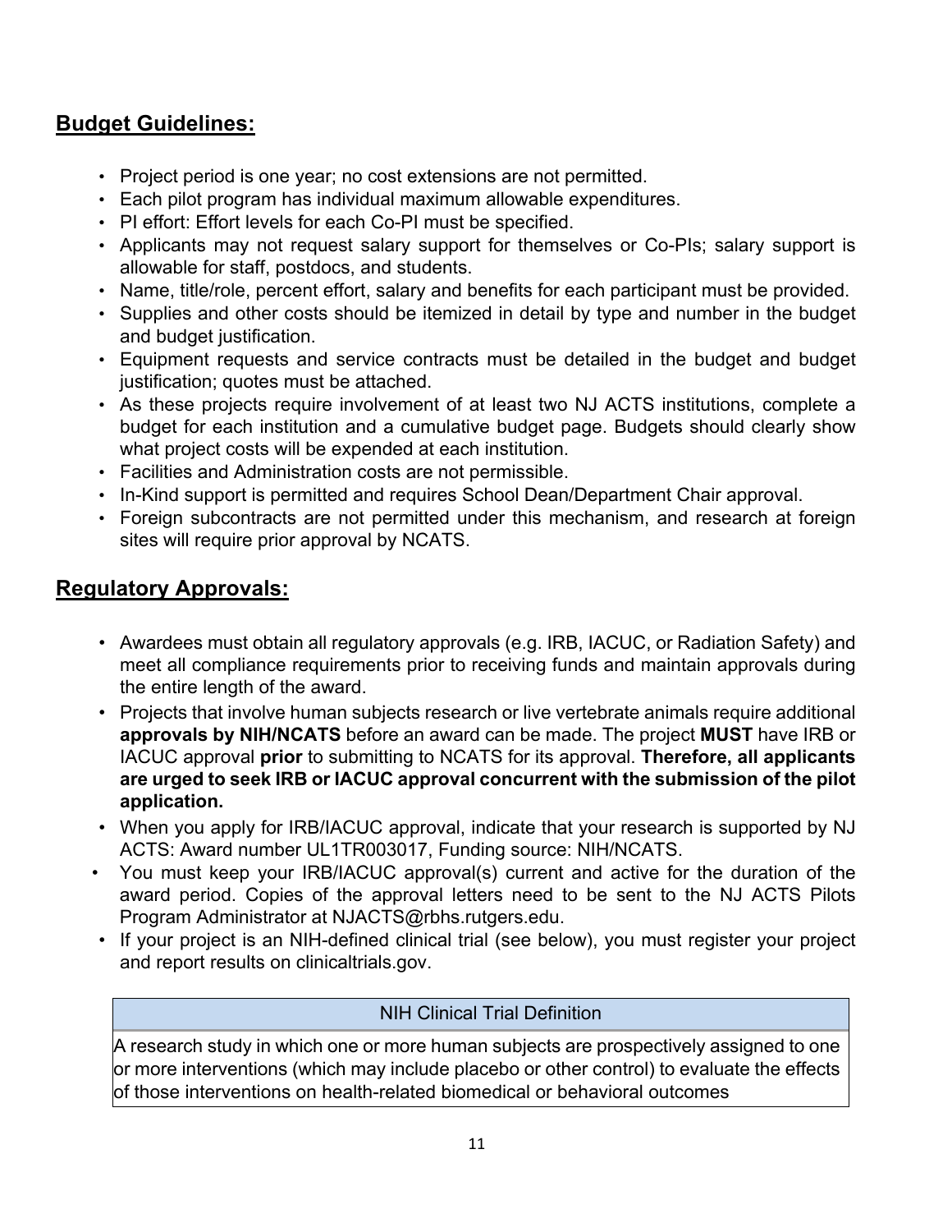## Budget Guidelines:

- Project period is one year; no cost extensions are not permitted.
- Each pilot program has individual maximum allowable expenditures.
- PI effort: Effort levels for each Co-PI must be specified.
- Applicants may not request salary support for themselves or Co-PIs; salary support is allowable for staff, postdocs, and students.
- Name, title/role, percent effort, salary and benefits for each participant must be provided.
- Supplies and other costs should be itemized in detail by type and number in the budget and budget justification.
- Equipment requests and service contracts must be detailed in the budget and budget justification; quotes must be attached.
- As these projects require involvement of at least two NJ ACTS institutions, complete a budget for each institution and a cumulative budget page. Budgets should clearly show what project costs will be expended at each institution.
- Facilities and Administration costs are not permissible.
- In-Kind support is permitted and requires School Dean/Department Chair approval.
- Foreign subcontracts are not permitted under this mechanism, and research at foreign sites will require prior approval by NCATS.

## Regulatory Approvals:

- Awardees must obtain all regulatory approvals (e.g. IRB, IACUC, or Radiation Safety) and meet all compliance requirements prior to receiving funds and maintain approvals during the entire length of the award.
- Projects that involve human subjects research or live vertebrate animals require additional **approvals by NIH/NCATS** before an award can be made. The project **MUST** have IRB or IACUC approval **prior** to submitting to NCATS for its approval. **Therefore, all applicants are urged to seek IRB or IACUC approval concurrent with the submission of the pilot application.**
- When you apply for IRB/IACUC approval, indicate that your research is supported by NJ ACTS: Award number UL1TR003017, Funding source: NIH/NCATS.
- You must keep your IRB/IACUC approval(s) current and active for the duration of the award period. Copies of the approval letters need to be sent to the NJ ACTS Pilots Program Administrator at NJACTS@rbhs.rutgers.edu.
- If your project is an NIH-defined clinical trial (see below), you must register your project and report results on clinicaltrials.gov.

| NIH Clinical Trial Definition |
| --- |
| A research study in which one or more human subjects are prospectively assigned to one or more interventions (which may include placebo or other control) to evaluate the effects of those interventions on health-related biomedical or behavioral outcomes |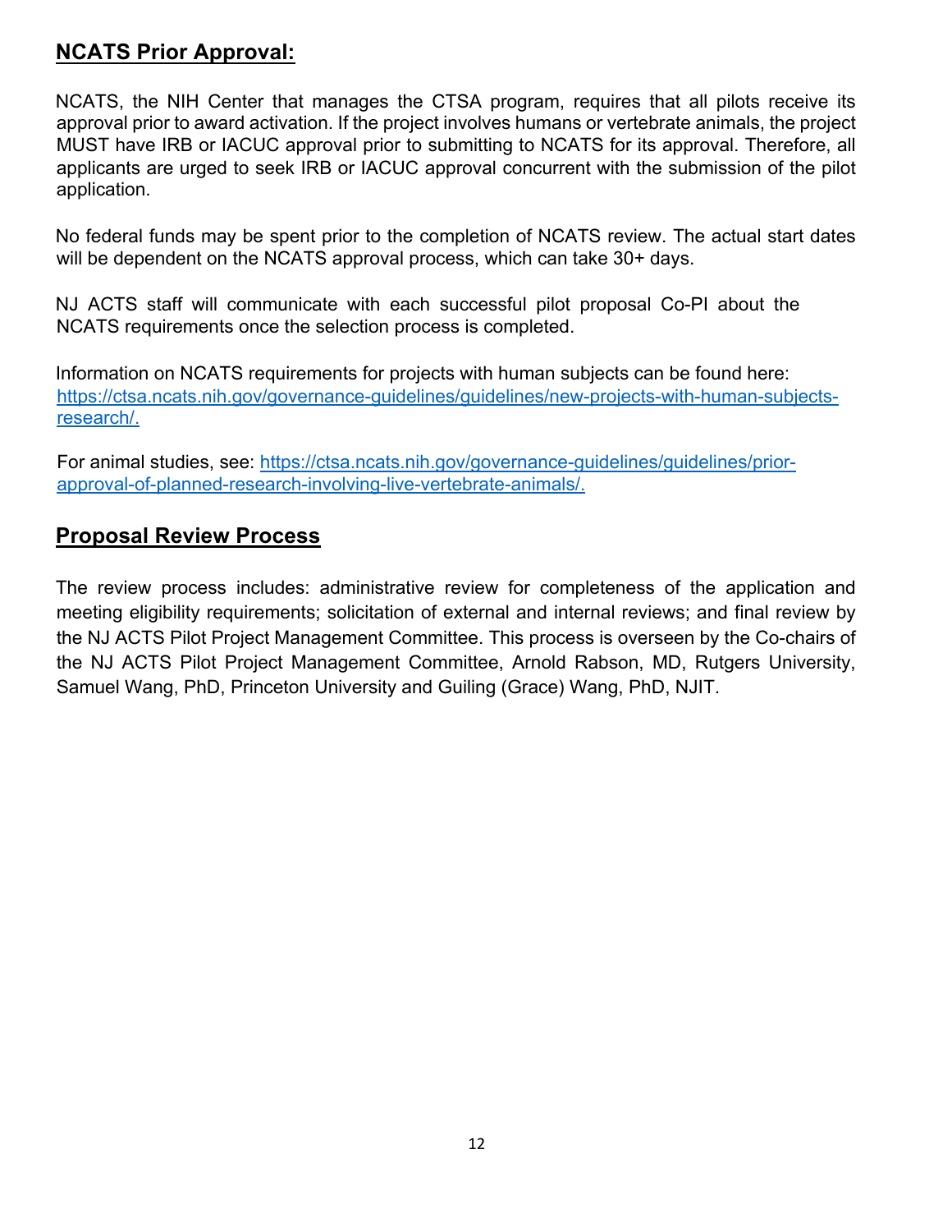## NCATS Prior Approval:

NCATS, the NIH Center that manages the CTSA program, requires that all pilots receive its approval prior to award activation. If the project involves humans or vertebrate animals, the project MUST have IRB or IACUC approval prior to submitting to NCATS for its approval. Therefore, all applicants are urged to seek IRB or IACUC approval concurrent with the submission of the pilot application.

No federal funds may be spent prior to the completion of NCATS review. The actual start dates will be dependent on the NCATS approval process, which can take 30+ days.

NJ ACTS staff will communicate with each successful pilot proposal Co-PI about the NCATS requirements once the selection process is completed.

Information on NCATS requirements for projects with human subjects can be found here: [https://ctsa.ncats.nih.gov/governance-guidelines/guidelines/new-projects-with-human-subjects-research/.](https://ctsa.ncats.nih.gov/governance-guidelines/guidelines/new-projects-with-human-subjects-research/)

For animal studies, see: [https://ctsa.ncats.nih.gov/governance-guidelines/guidelines/prior-approval-of-planned-research-involving-live-vertebrate-animals/.](https://ctsa.ncats.nih.gov/governance-guidelines/guidelines/prior-approval-of-planned-research-involving-live-vertebrate-animals/)

## Proposal Review Process

The review process includes: administrative review for completeness of the application and meeting eligibility requirements; solicitation of external and internal reviews; and final review by the NJ ACTS Pilot Project Management Committee. This process is overseen by the Co-chairs of the NJ ACTS Pilot Project Management Committee, Arnold Rabson, MD, Rutgers University, Samuel Wang, PhD, Princeton University and Guiling (Grace) Wang, PhD, NJIT.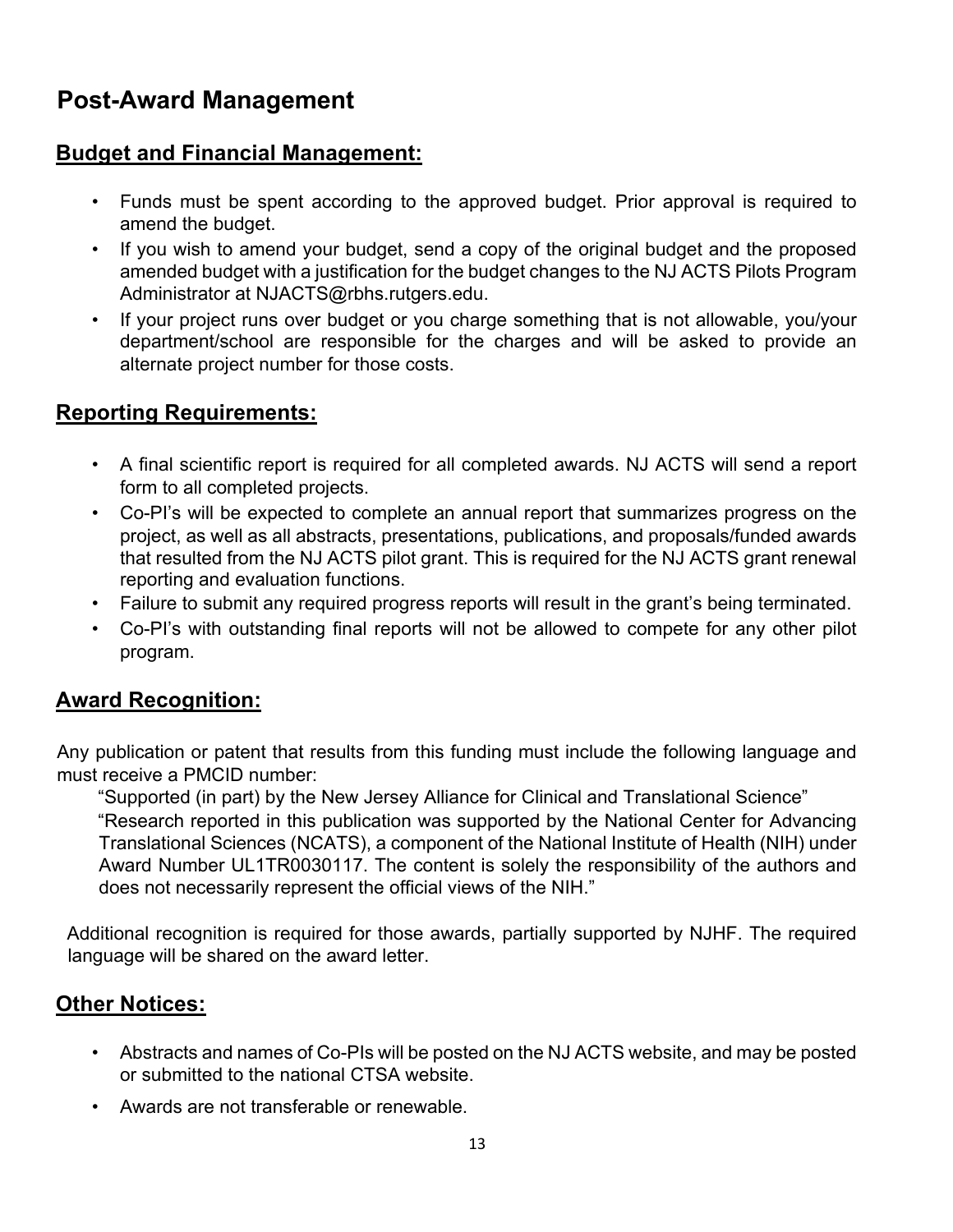# Post-Award Management

## Budget and Financial Management:

- Funds must be spent according to the approved budget. Prior approval is required to amend the budget.
- If you wish to amend your budget, send a copy of the original budget and the proposed amended budget with a justification for the budget changes to the NJ ACTS Pilots Program Administrator at NJACTS@rbhs.rutgers.edu.
- If your project runs over budget or you charge something that is not allowable, you/your department/school are responsible for the charges and will be asked to provide an alternate project number for those costs.

## Reporting Requirements:

- A final scientific report is required for all completed awards. NJ ACTS will send a report form to all completed projects.
- Co-PI's will be expected to complete an annual report that summarizes progress on the project, as well as all abstracts, presentations, publications, and proposals/funded awards that resulted from the NJ ACTS pilot grant. This is required for the NJ ACTS grant renewal reporting and evaluation functions.
- Failure to submit any required progress reports will result in the grant's being terminated.
- Co-PI's with outstanding final reports will not be allowed to compete for any other pilot program.

## Award Recognition:

Any publication or patent that results from this funding must include the following language and must receive a PMCID number:

> "Supported (in part) by the New Jersey Alliance for Clinical and Translational Science"
>
> "Research reported in this publication was supported by the National Center for Advancing Translational Sciences (NCATS), a component of the National Institute of Health (NIH) under Award Number UL1TR0030117. The content is solely the responsibility of the authors and does not necessarily represent the official views of the NIH."

Additional recognition is required for those awards, partially supported by NJHF. The required language will be shared on the award letter.

## Other Notices:

- Abstracts and names of Co-PIs will be posted on the NJ ACTS website, and may be posted or submitted to the national CTSA website.
- Awards are not transferable or renewable.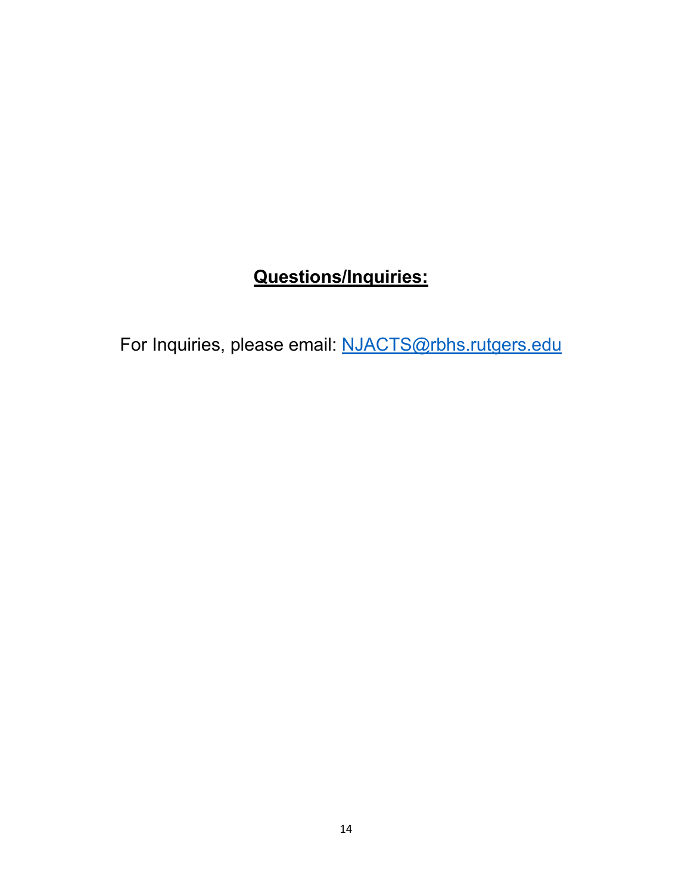## **Questions/Inquiries:**

For Inquiries, please email: NJACTS@rbhs.rutgers.edu